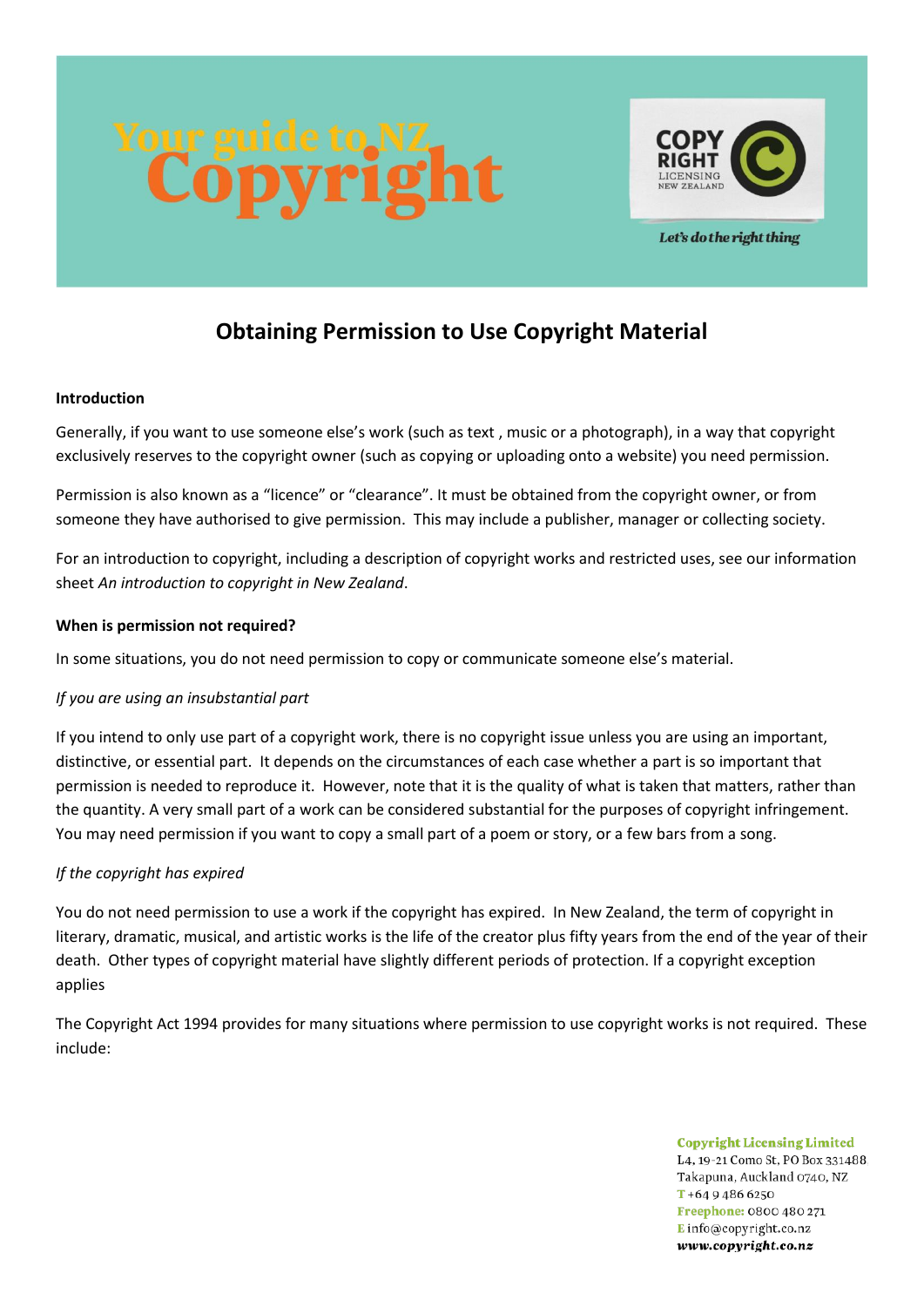# Your guide to NZ Copyright

COPY RIGHT LICENSING NEW ZEALAND

*Let's do the right thing*

## Obtaining Permission to Use Copyright Material

**Introduction**

Generally, if you want to use someone else's work (such as text , music or a photograph), in a way that copyright exclusively reserves to the copyright owner (such as copying or uploading onto a website) you need permission.

Permission is also known as a "licence" or "clearance". It must be obtained from the copyright owner, or from someone they have authorised to give permission. This may include a publisher, manager or collecting society.

For an introduction to copyright, including a description of copyright works and restricted uses, see our information sheet *An introduction to copyright in New Zealand*.

**When is permission not required?**

In some situations, you do not need permission to copy or communicate someone else's material.

*If you are using an insubstantial part*

If you intend to only use part of a copyright work, there is no copyright issue unless you are using an important, distinctive, or essential part. It depends on the circumstances of each case whether a part is so important that permission is needed to reproduce it. However, note that it is the quality of what is taken that matters, rather than the quantity. A very small part of a work can be considered substantial for the purposes of copyright infringement. You may need permission if you want to copy a small part of a poem or story, or a few bars from a song.

*If the copyright has expired*

You do not need permission to use a work if the copyright has expired. In New Zealand, the term of copyright in literary, dramatic, musical, and artistic works is the life of the creator plus fifty years from the end of the year of their death. Other types of copyright material have slightly different periods of protection. If a copyright exception applies

The Copyright Act 1994 provides for many situations where permission to use copyright works is not required. These include:

**Copyright Licensing Limited**
L4, 19-21 Como St, PO Box 331488
Takapuna, Auckland 0740, NZ
T +64 9 486 6250
Freephone: 0800 480 271
E info@copyright.co.nz
www.copyright.co.nz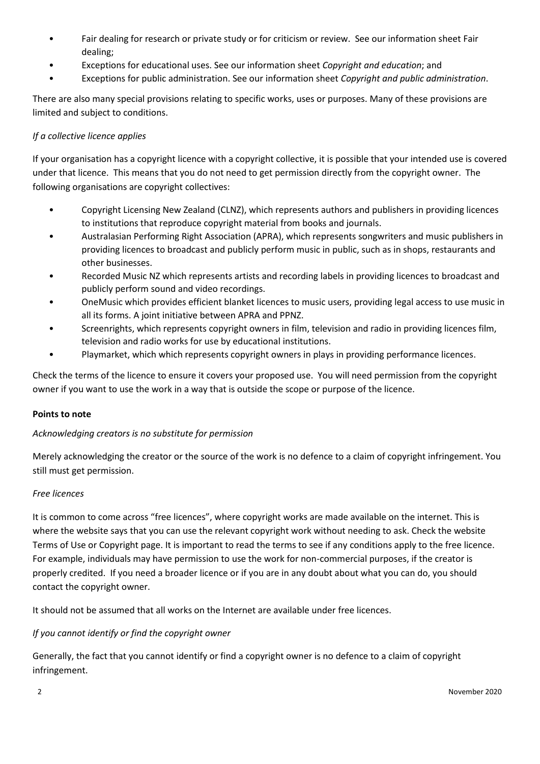- Fair dealing for research or private study or for criticism or review. See our information sheet Fair dealing;
- Exceptions for educational uses. See our information sheet *Copyright and education*; and
- Exceptions for public administration. See our information sheet *Copyright and public administration*.

There are also many special provisions relating to specific works, uses or purposes. Many of these provisions are limited and subject to conditions.

*If a collective licence applies*

If your organisation has a copyright licence with a copyright collective, it is possible that your intended use is covered under that licence. This means that you do not need to get permission directly from the copyright owner. The following organisations are copyright collectives:

- Copyright Licensing New Zealand (CLNZ), which represents authors and publishers in providing licences to institutions that reproduce copyright material from books and journals.
- Australasian Performing Right Association (APRA), which represents songwriters and music publishers in providing licences to broadcast and publicly perform music in public, such as in shops, restaurants and other businesses.
- Recorded Music NZ which represents artists and recording labels in providing licences to broadcast and publicly perform sound and video recordings.
- OneMusic which provides efficient blanket licences to music users, providing legal access to use music in all its forms. A joint initiative between APRA and PPNZ.
- Screenrights, which represents copyright owners in film, television and radio in providing licences film, television and radio works for use by educational institutions.
- Playmarket, which which represents copyright owners in plays in providing performance licences.

Check the terms of the licence to ensure it covers your proposed use. You will need permission from the copyright owner if you want to use the work in a way that is outside the scope or purpose of the licence.

**Points to note**

*Acknowledging creators is no substitute for permission*

Merely acknowledging the creator or the source of the work is no defence to a claim of copyright infringement. You still must get permission.

*Free licences*

It is common to come across "free licences", where copyright works are made available on the internet. This is where the website says that you can use the relevant copyright work without needing to ask. Check the website Terms of Use or Copyright page. It is important to read the terms to see if any conditions apply to the free licence. For example, individuals may have permission to use the work for non-commercial purposes, if the creator is properly credited. If you need a broader licence or if you are in any doubt about what you can do, you should contact the copyright owner.

It should not be assumed that all works on the Internet are available under free licences.

*If you cannot identify or find the copyright owner*

Generally, the fact that you cannot identify or find a copyright owner is no defence to a claim of copyright infringement.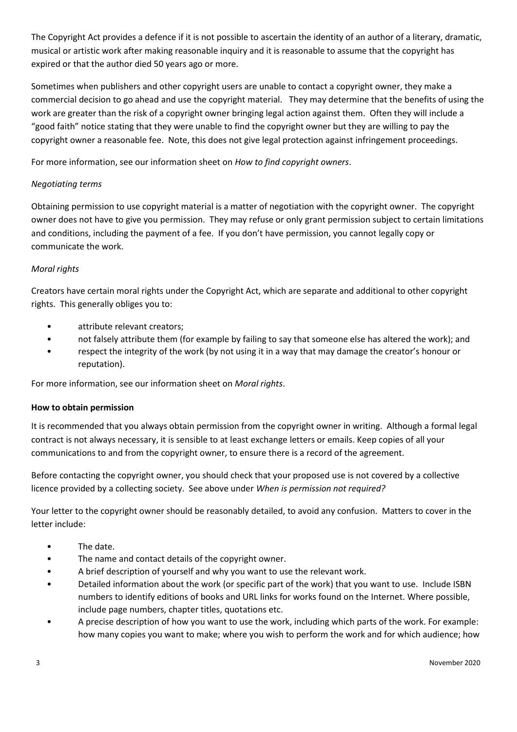The Copyright Act provides a defence if it is not possible to ascertain the identity of an author of a literary, dramatic, musical or artistic work after making reasonable inquiry and it is reasonable to assume that the copyright has expired or that the author died 50 years ago or more.

Sometimes when publishers and other copyright users are unable to contact a copyright owner, they make a commercial decision to go ahead and use the copyright material. They may determine that the benefits of using the work are greater than the risk of a copyright owner bringing legal action against them. Often they will include a "good faith" notice stating that they were unable to find the copyright owner but they are willing to pay the copyright owner a reasonable fee. Note, this does not give legal protection against infringement proceedings.

For more information, see our information sheet on *How to find copyright owners*.

*Negotiating terms*

Obtaining permission to use copyright material is a matter of negotiation with the copyright owner. The copyright owner does not have to give you permission. They may refuse or only grant permission subject to certain limitations and conditions, including the payment of a fee. If you don't have permission, you cannot legally copy or communicate the work.

*Moral rights*

Creators have certain moral rights under the Copyright Act, which are separate and additional to other copyright rights. This generally obliges you to:

- attribute relevant creators;
- not falsely attribute them (for example by failing to say that someone else has altered the work); and
- respect the integrity of the work (by not using it in a way that may damage the creator's honour or reputation).

For more information, see our information sheet on *Moral rights*.

**How to obtain permission**

It is recommended that you always obtain permission from the copyright owner in writing. Although a formal legal contract is not always necessary, it is sensible to at least exchange letters or emails. Keep copies of all your communications to and from the copyright owner, to ensure there is a record of the agreement.

Before contacting the copyright owner, you should check that your proposed use is not covered by a collective licence provided by a collecting society. See above under *When is permission not required?*

Your letter to the copyright owner should be reasonably detailed, to avoid any confusion. Matters to cover in the letter include:

- The date.
- The name and contact details of the copyright owner.
- A brief description of yourself and why you want to use the relevant work.
- Detailed information about the work (or specific part of the work) that you want to use. Include ISBN numbers to identify editions of books and URL links for works found on the Internet. Where possible, include page numbers, chapter titles, quotations etc.
- A precise description of how you want to use the work, including which parts of the work. For example: how many copies you want to make; where you wish to perform the work and for which audience; how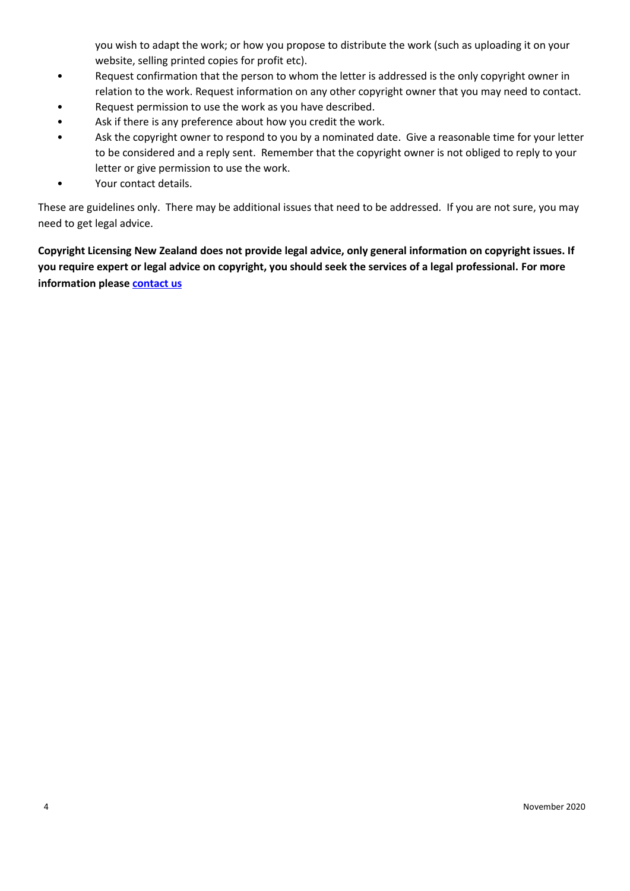you wish to adapt the work; or how you propose to distribute the work (such as uploading it on your website, selling printed copies for profit etc).

- Request confirmation that the person to whom the letter is addressed is the only copyright owner in relation to the work. Request information on any other copyright owner that you may need to contact.
- Request permission to use the work as you have described.
- Ask if there is any preference about how you credit the work.
- Ask the copyright owner to respond to you by a nominated date. Give a reasonable time for your letter to be considered and a reply sent. Remember that the copyright owner is not obliged to reply to your letter or give permission to use the work.
- Your contact details.

These are guidelines only. There may be additional issues that need to be addressed. If you are not sure, you may need to get legal advice.

**Copyright Licensing New Zealand does not provide legal advice, only general information on copyright issues. If you require expert or legal advice on copyright, you should seek the services of a legal professional. For more information please contact us**